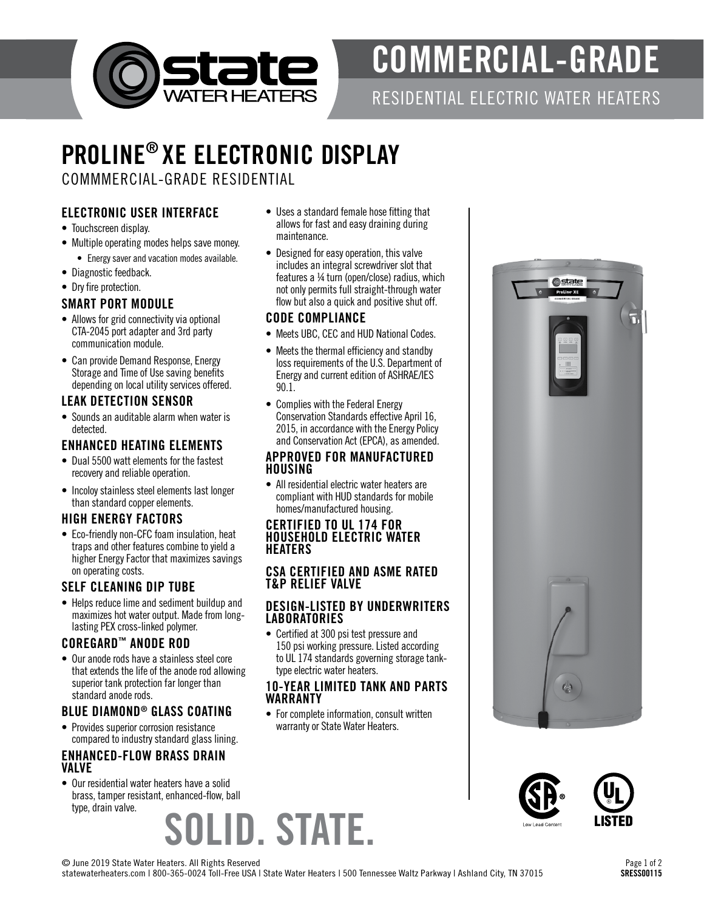# COMMERCIAL-GRADE

RESIDENTIAL ELECTRIC WATER HEATERS

# PROLINE® XE ELECTRONIC DISPLAY

COMMMERCIAL-GRADE RESIDENTIAL

### ELECTRONIC USER INTERFACE

- Touchscreen display.
- Multiple operating modes helps save money.
  - Energy saver and vacation modes available.
- Diagnostic feedback.
- Dry fire protection.

### SMART PORT MODULE

- Allows for grid connectivity via optional CTA-2045 port adapter and 3rd party communication module.
- Can provide Demand Response, Energy Storage and Time of Use saving benefits depending on local utility services offered.

### LEAK DETECTION SENSOR

- Sounds an auditable alarm when water is detected.

### ENHANCED HEATING ELEMENTS

- Dual 5500 watt elements for the fastest recovery and reliable operation.
- Incoloy stainless steel elements last longer than standard copper elements.

### HIGH ENERGY FACTORS

- Eco-friendly non-CFC foam insulation, heat traps and other features combine to yield a higher Energy Factor that maximizes savings on operating costs.

### SELF CLEANING DIP TUBE

- Helps reduce lime and sediment buildup and maximizes hot water output. Made from long-lasting PEX cross-linked polymer.

### COREGARD™ ANODE ROD

- Our anode rods have a stainless steel core that extends the life of the anode rod allowing superior tank protection far longer than standard anode rods.

### BLUE DIAMOND® GLASS COATING

- Provides superior corrosion resistance compared to industry standard glass lining.

### ENHANCED-FLOW BRASS DRAIN VALVE

- Our residential water heaters have a solid brass, tamper resistant, enhanced-flow, ball type, drain valve.
- Uses a standard female hose fitting that allows for fast and easy draining during maintenance.
- Designed for easy operation, this valve includes an integral screwdriver slot that features a ¼ turn (open/close) radius, which not only permits full straight-through water flow but also a quick and positive shut off.

### CODE COMPLIANCE

- Meets UBC, CEC and HUD National Codes.
- Meets the thermal efficiency and standby loss requirements of the U.S. Department of Energy and current edition of ASHRAE/IES 90.1.
- Complies with the Federal Energy Conservation Standards effective April 16, 2015, in accordance with the Energy Policy and Conservation Act (EPCA), as amended.

### APPROVED FOR MANUFACTURED HOUSING

- All residential electric water heaters are compliant with HUD standards for mobile homes/manufactured housing.

### CERTIFIED TO UL 174 FOR HOUSEHOLD ELECTRIC WATER HEATERS

### CSA CERTIFIED AND ASME RATED T&P RELIEF VALVE

### DESIGN-LISTED BY UNDERWRITERS LABORATORIES

- Certified at 300 psi test pressure and 150 psi working pressure. Listed according to UL 174 standards governing storage tank-type electric water heaters.

### 10-YEAR LIMITED TANK AND PARTS WARRANTY

- For complete information, consult written warranty or State Water Heaters.

Low Lead Content

LISTED

## SOLID. STATE.

© June 2019 State Water Heaters. All Rights Reserved
statewaterheaters.com | 800-365-0024 Toll-Free USA | State Water Heaters | 500 Tennessee Waltz Parkway | Ashland City, TN 37015

SRESS00115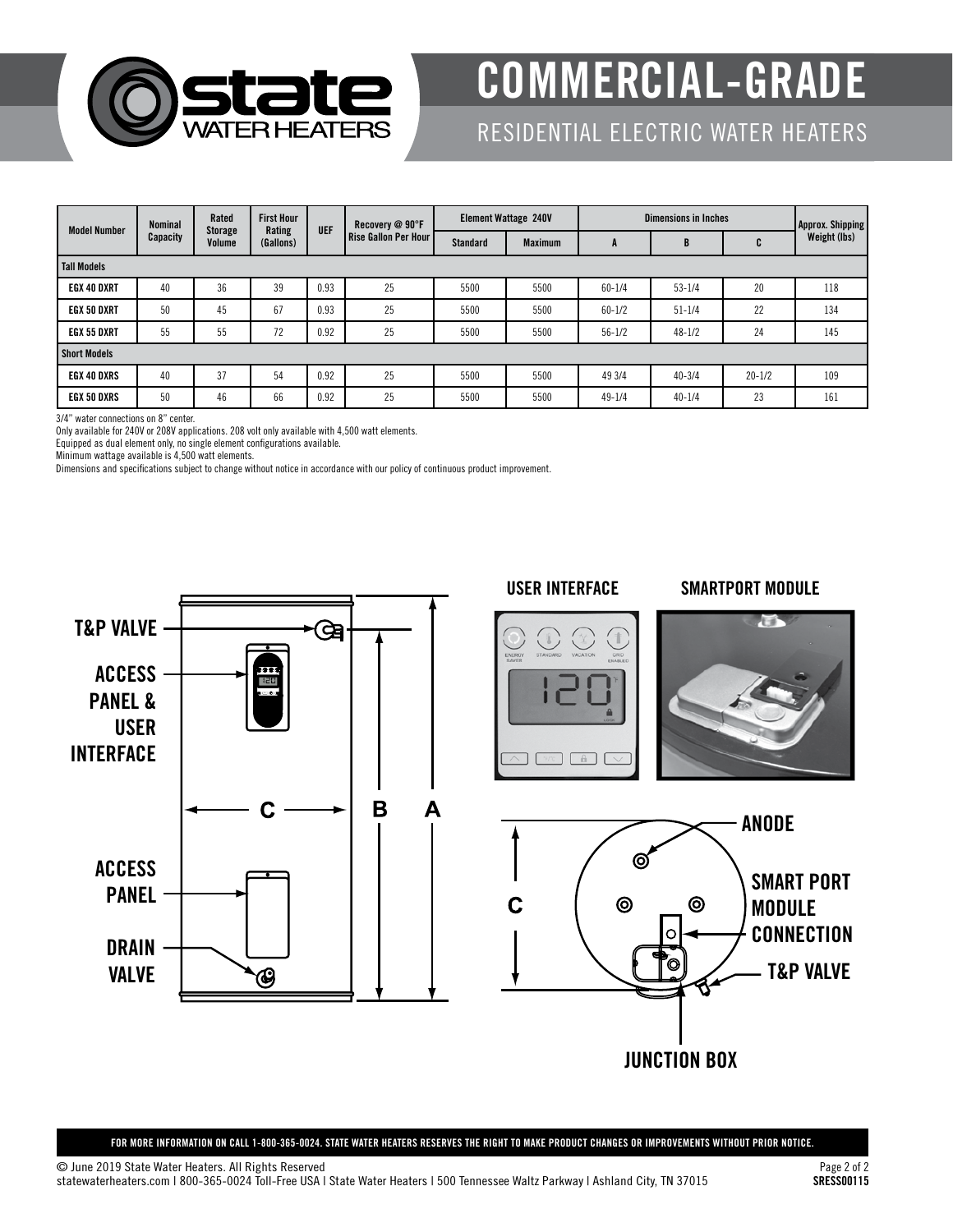# COMMERCIAL-GRADE

## RESIDENTIAL ELECTRIC WATER HEATERS

| Model Number | Nominal Capacity | Rated Storage Volume | First Hour Rating (Gallons) | UEF | Recovery @ 90°F Rise Gallon Per Hour | Element Wattage 240V | | Dimensions in Inches | | | Approx. Shipping Weight (lbs) |
|---|---|---|---|---|---|---|---|---|---|---|---|
| | | | | | | Standard | Maximum | A | B | C | |
| **Tall Models** | | | | | | | | | | | |
| EGX 40 DXRT | 40 | 36 | 39 | 0.93 | 25 | 5500 | 5500 | 60-1/4 | 53-1/4 | 20 | 118 |
| EGX 50 DXRT | 50 | 45 | 67 | 0.93 | 25 | 5500 | 5500 | 60-1/2 | 51-1/4 | 22 | 134 |
| EGX 55 DXRT | 55 | 55 | 72 | 0.92 | 25 | 5500 | 5500 | 56-1/2 | 48-1/2 | 24 | 145 |
| **Short Models** | | | | | | | | | | | |
| EGX 40 DXRS | 40 | 37 | 54 | 0.92 | 25 | 5500 | 5500 | 49 3/4 | 40-3/4 | 20-1/2 | 109 |
| EGX 50 DXRS | 50 | 46 | 66 | 0.92 | 25 | 5500 | 5500 | 49-1/4 | 40-1/4 | 23 | 161 |

3/4" water connections on 8" center.
Only available for 240V or 208V applications. 208 volt only available with 4,500 watt elements.
Equipped as dual element only, no single element configurations available.
Minimum wattage available is 4,500 watt elements.
Dimensions and specifications subject to change without notice in accordance with our policy of continuous product improvement.

T&P VALVE
ACCESS PANEL & USER INTERFACE
ACCESS PANEL
DRAIN VALVE
C
B
A

USER INTERFACE

SMARTPORT MODULE

ANODE
SMART PORT MODULE CONNECTION
T&P VALVE
JUNCTION BOX
C

FOR MORE INFORMATION ON CALL 1-800-365-0024. STATE WATER HEATERS RESERVES THE RIGHT TO MAKE PRODUCT CHANGES OR IMPROVEMENTS WITHOUT PRIOR NOTICE.

© June 2019 State Water Heaters. All Rights Reserved
statewaterheaters.com | 800-365-0024 Toll-Free USA | State Water Heaters | 500 Tennessee Waltz Parkway | Ashland City, TN 37015

SRESS00115